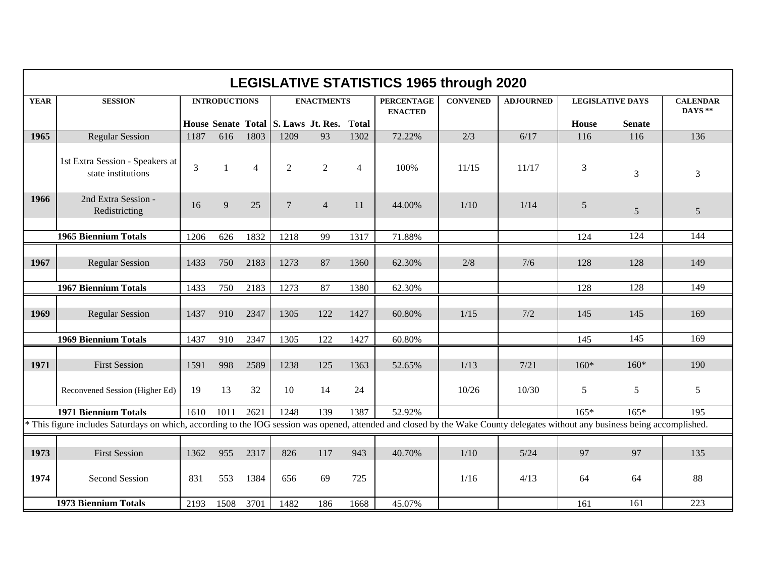# LEGISLATIVE STATISTICS 1965 through 2020

| YEAR | SESSION | INTRODUCTIONS | | | ENACTMENTS | | | PERCENTAGE ENACTED | CONVENED | ADJOURNED | LEGISLATIVE DAYS | | CALENDAR DAYS ** |
|---|---|---|---|---|---|---|---|---|---|---|---|---|---|
| | | House | Senate | Total | S. Laws | Jt. Res. | Total | | | | House | Senate | |
| 1965 | Regular Session | 1187 | 616 | 1803 | 1209 | 93 | 1302 | 72.22% | 2/3 | 6/17 | 116 | 116 | 136 |
| | 1st Extra Session - Speakers at state institutions | 3 | 1 | 4 | 2 | 2 | 4 | 100% | 11/15 | 11/17 | 3 | 3 | 3 |
| 1966 | 2nd Extra Session - Redistricting | 16 | 9 | 25 | 7 | 4 | 11 | 44.00% | 1/10 | 1/14 | 5 | 5 | 5 |
| | 1965 Biennium Totals | 1206 | 626 | 1832 | 1218 | 99 | 1317 | 71.88% | | | 124 | 124 | 144 |
| 1967 | Regular Session | 1433 | 750 | 2183 | 1273 | 87 | 1360 | 62.30% | 2/8 | 7/6 | 128 | 128 | 149 |
| | 1967 Biennium Totals | 1433 | 750 | 2183 | 1273 | 87 | 1380 | 62.30% | | | 128 | 128 | 149 |
| 1969 | Regular Session | 1437 | 910 | 2347 | 1305 | 122 | 1427 | 60.80% | 1/15 | 7/2 | 145 | 145 | 169 |
| | 1969 Biennium Totals | 1437 | 910 | 2347 | 1305 | 122 | 1427 | 60.80% | | | 145 | 145 | 169 |
| 1971 | First Session | 1591 | 998 | 2589 | 1238 | 125 | 1363 | 52.65% | 1/13 | 7/21 | 160* | 160* | 190 |
| | Reconvened Session (Higher Ed) | 19 | 13 | 32 | 10 | 14 | 24 | | 10/26 | 10/30 | 5 | 5 | 5 |
| | 1971 Biennium Totals | 1610 | 1011 | 2621 | 1248 | 139 | 1387 | 52.92% | | | 165* | 165* | 195 |
| * This figure includes Saturdays on which, according to the IOG session was opened, attended and closed by the Wake County delegates without any business being accomplished. | | | | | | | | | | | | | |
| 1973 | First Session | 1362 | 955 | 2317 | 826 | 117 | 943 | 40.70% | 1/10 | 5/24 | 97 | 97 | 135 |
| 1974 | Second Session | 831 | 553 | 1384 | 656 | 69 | 725 | | 1/16 | 4/13 | 64 | 64 | 88 |
| | 1973 Biennium Totals | 2193 | 1508 | 3701 | 1482 | 186 | 1668 | 45.07% | | | 161 | 161 | 223 |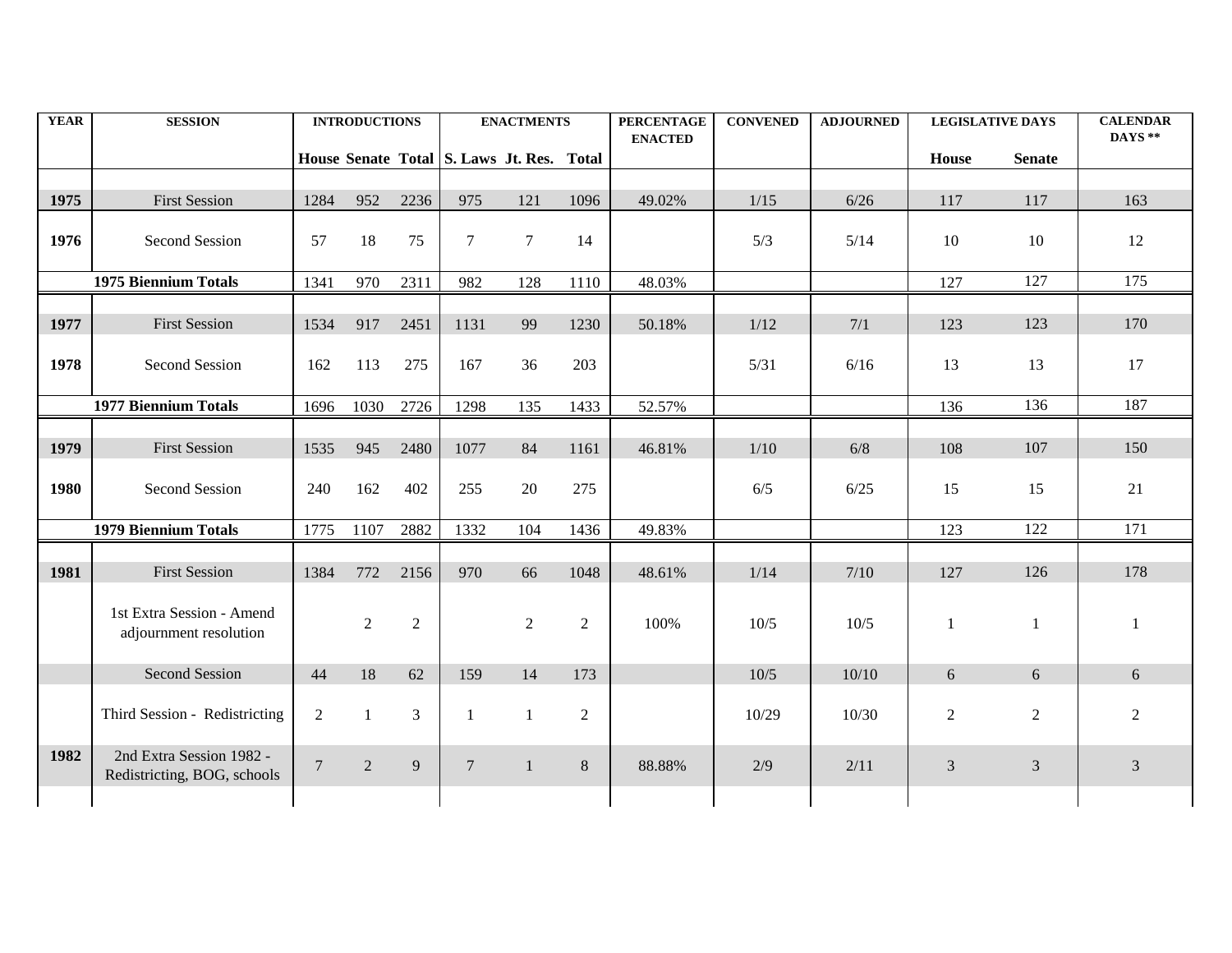| YEAR | SESSION | INTRODUCTIONS | | | ENACTMENTS | | | PERCENTAGE ENACTED | CONVENED | ADJOURNED | LEGISLATIVE DAYS | | CALENDAR DAYS ** |
|---|---|---|---|---|---|---|---|---|---|---|---|---|---|
| | | House | Senate | Total | S. Laws | Jt. Res. | Total | | | | House | Senate | |
| 1975 | First Session | 1284 | 952 | 2236 | 975 | 121 | 1096 | 49.02% | 1/15 | 6/26 | 117 | 117 | 163 |
| 1976 | Second Session | 57 | 18 | 75 | 7 | 7 | 14 | | 5/3 | 5/14 | 10 | 10 | 12 |
| | **1975 Biennium Totals** | 1341 | 970 | 2311 | 982 | 128 | 1110 | 48.03% | | | 127 | 127 | 175 |
| 1977 | First Session | 1534 | 917 | 2451 | 1131 | 99 | 1230 | 50.18% | 1/12 | 7/1 | 123 | 123 | 170 |
| 1978 | Second Session | 162 | 113 | 275 | 167 | 36 | 203 | | 5/31 | 6/16 | 13 | 13 | 17 |
| | **1977 Biennium Totals** | 1696 | 1030 | 2726 | 1298 | 135 | 1433 | 52.57% | | | 136 | 136 | 187 |
| 1979 | First Session | 1535 | 945 | 2480 | 1077 | 84 | 1161 | 46.81% | 1/10 | 6/8 | 108 | 107 | 150 |
| 1980 | Second Session | 240 | 162 | 402 | 255 | 20 | 275 | | 6/5 | 6/25 | 15 | 15 | 21 |
| | **1979 Biennium Totals** | 1775 | 1107 | 2882 | 1332 | 104 | 1436 | 49.83% | | | 123 | 122 | 171 |
| 1981 | First Session | 1384 | 772 | 2156 | 970 | 66 | 1048 | 48.61% | 1/14 | 7/10 | 127 | 126 | 178 |
| | 1st Extra Session - Amend adjournment resolution | | 2 | 2 | | 2 | 2 | 100% | 10/5 | 10/5 | 1 | 1 | 1 |
| | Second Session | 44 | 18 | 62 | 159 | 14 | 173 | | 10/5 | 10/10 | 6 | 6 | 6 |
| | Third Session - Redistricting | 2 | 1 | 3 | 1 | 1 | 2 | | 10/29 | 10/30 | 2 | 2 | 2 |
| 1982 | 2nd Extra Session 1982 - Redistricting, BOG, schools | 7 | 2 | 9 | 7 | 1 | 8 | 88.88% | 2/9 | 2/11 | 3 | 3 | 3 |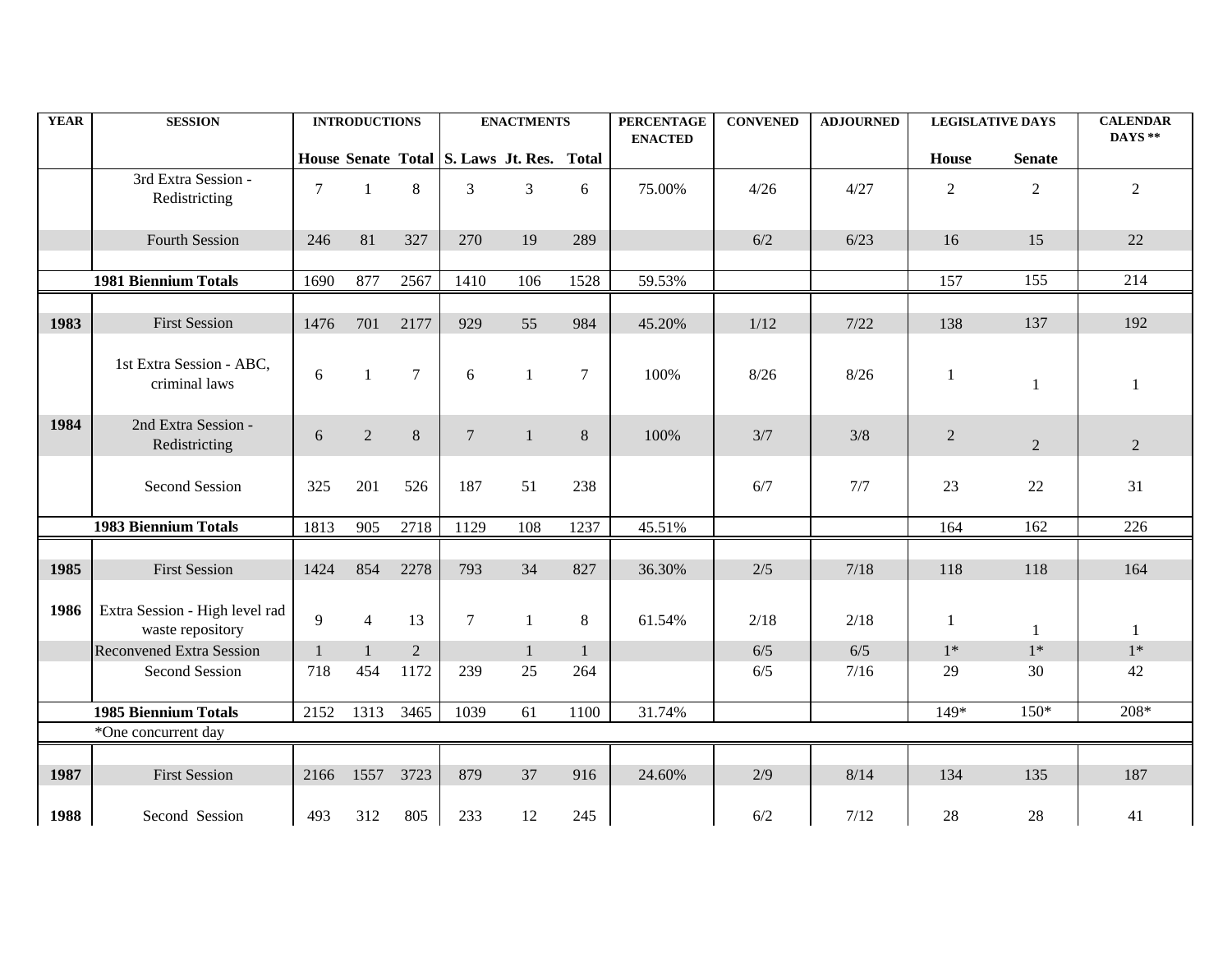| YEAR | SESSION | INTRODUCTIONS | | | ENACTMENTS | | | PERCENTAGE ENACTED | CONVENED | ADJOURNED | LEGISLATIVE DAYS | | CALENDAR DAYS ** |
|---|---|---|---|---|---|---|---|---|---|---|---|---|---|
| | | House | Senate | Total | S. Laws | Jt. Res. | Total | | | | House | Senate | |
| | 3rd Extra Session - Redistricting | 7 | 1 | 8 | 3 | 3 | 6 | 75.00% | 4/26 | 4/27 | 2 | 2 | 2 |
| | Fourth Session | 246 | 81 | 327 | 270 | 19 | 289 | | 6/2 | 6/23 | 16 | 15 | 22 |
| | **1981 Biennium Totals** | 1690 | 877 | 2567 | 1410 | 106 | 1528 | 59.53% | | | 157 | 155 | 214 |
| **1983** | First Session | 1476 | 701 | 2177 | 929 | 55 | 984 | 45.20% | 1/12 | 7/22 | 138 | 137 | 192 |
| | 1st Extra Session - ABC, criminal laws | 6 | 1 | 7 | 6 | 1 | 7 | 100% | 8/26 | 8/26 | 1 | 1 | 1 |
| **1984** | 2nd Extra Session - Redistricting | 6 | 2 | 8 | 7 | 1 | 8 | 100% | 3/7 | 3/8 | 2 | 2 | 2 |
| | Second Session | 325 | 201 | 526 | 187 | 51 | 238 | | 6/7 | 7/7 | 23 | 22 | 31 |
| | **1983 Biennium Totals** | 1813 | 905 | 2718 | 1129 | 108 | 1237 | 45.51% | | | 164 | 162 | 226 |
| **1985** | First Session | 1424 | 854 | 2278 | 793 | 34 | 827 | 36.30% | 2/5 | 7/18 | 118 | 118 | 164 |
| **1986** | Extra Session - High level rad waste repository | 9 | 4 | 13 | 7 | 1 | 8 | 61.54% | 2/18 | 2/18 | 1 | 1 | 1 |
| | Reconvened Extra Session | 1 | 1 | 2 | | 1 | 1 | | 6/5 | 6/5 | 1* | 1* | 1* |
| | Second Session | 718 | 454 | 1172 | 239 | 25 | 264 | | 6/5 | 7/16 | 29 | 30 | 42 |
| | **1985 Biennium Totals** | 2152 | 1313 | 3465 | 1039 | 61 | 1100 | 31.74% | | | 149* | 150* | 208* |
| | *One concurrent day | | | | | | | | | | | | |
| **1987** | First Session | 2166 | 1557 | 3723 | 879 | 37 | 916 | 24.60% | 2/9 | 8/14 | 134 | 135 | 187 |
| **1988** | Second Session | 493 | 312 | 805 | 233 | 12 | 245 | | 6/2 | 7/12 | 28 | 28 | 41 |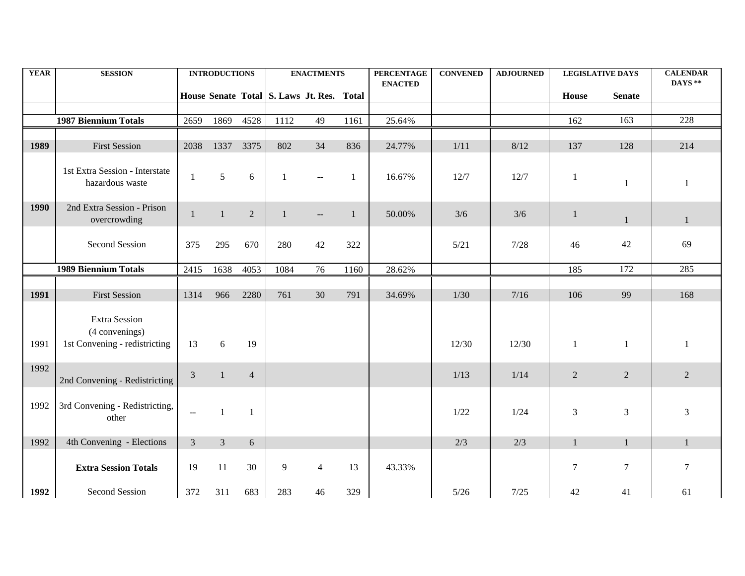| YEAR | SESSION | INTRODUCTIONS | | | ENACTMENTS | | | PERCENTAGE ENACTED | CONVENED | ADJOURNED | LEGISLATIVE DAYS | | CALENDAR DAYS ** |
|---|---|---|---|---|---|---|---|---|---|---|---|---|---|
| | | House | Senate | Total | S. Laws | Jt. Res. | Total | | | | House | Senate | |
| | **1987 Biennium Totals** | 2659 | 1869 | 4528 | 1112 | 49 | 1161 | 25.64% | | | 162 | 163 | 228 |
| **1989** | First Session | 2038 | 1337 | 3375 | 802 | 34 | 836 | 24.77% | 1/11 | 8/12 | 137 | 128 | 214 |
| | 1st Extra Session - Interstate hazardous waste | 1 | 5 | 6 | 1 | -- | 1 | 16.67% | 12/7 | 12/7 | 1 | 1 | 1 |
| **1990** | 2nd Extra Session - Prison overcrowding | 1 | 1 | 2 | 1 | -- | 1 | 50.00% | 3/6 | 3/6 | 1 | 1 | 1 |
| | Second Session | 375 | 295 | 670 | 280 | 42 | 322 | | 5/21 | 7/28 | 46 | 42 | 69 |
| | **1989 Biennium Totals** | 2415 | 1638 | 4053 | 1084 | 76 | 1160 | 28.62% | | | 185 | 172 | 285 |
| **1991** | First Session | 1314 | 966 | 2280 | 761 | 30 | 791 | 34.69% | 1/30 | 7/16 | 106 | 99 | 168 |
| 1991 | Extra Session (4 convenings) 1st Convening - redistricting | 13 | 6 | 19 | | | | | 12/30 | 12/30 | 1 | 1 | 1 |
| 1992 | 2nd Convening - Redistricting | 3 | 1 | 4 | | | | | 1/13 | 1/14 | 2 | 2 | 2 |
| 1992 | 3rd Convening - Redistricting, other | -- | 1 | 1 | | | | | 1/22 | 1/24 | 3 | 3 | 3 |
| 1992 | 4th Convening - Elections | 3 | 3 | 6 | | | | | 2/3 | 2/3 | 1 | 1 | 1 |
| | **Extra Session Totals** | 19 | 11 | 30 | 9 | 4 | 13 | 43.33% | | | 7 | 7 | 7 |
| **1992** | Second Session | 372 | 311 | 683 | 283 | 46 | 329 | | 5/26 | 7/25 | 42 | 41 | 61 |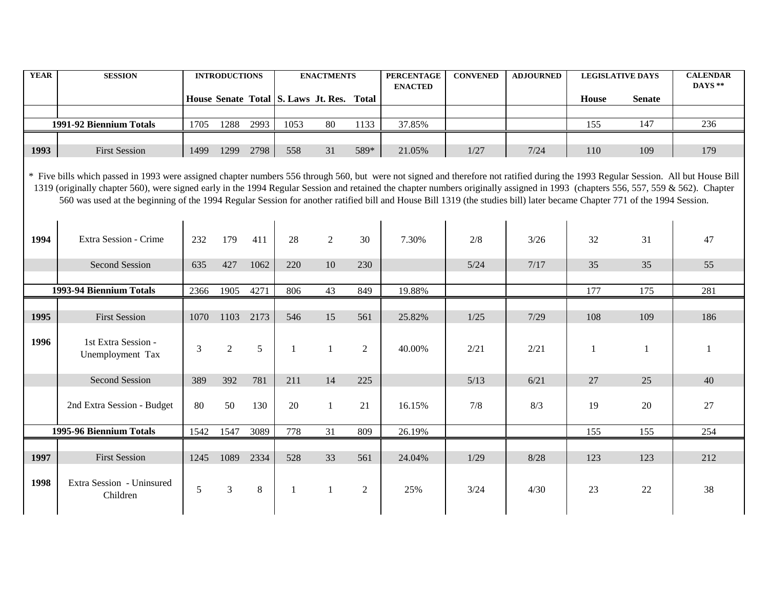| YEAR | SESSION | INTRODUCTIONS | | | ENACTMENTS | | | PERCENTAGE ENACTED | CONVENED | ADJOURNED | LEGISLATIVE DAYS | | CALENDAR DAYS ** |
|---|---|---|---|---|---|---|---|---|---|---|---|---|---|
| | | House | Senate | Total | S. Laws | Jt. Res. | Total | | | | House | Senate | |
| 1991-92 Biennium Totals | | 1705 | 1288 | 2993 | 1053 | 80 | 1133 | 37.85% | | | 155 | 147 | 236 |
| 1993 | First Session | 1499 | 1299 | 2798 | 558 | 31 | 589* | 21.05% | 1/27 | 7/24 | 110 | 109 | 179 |
| 1994 | Extra Session - Crime | 232 | 179 | 411 | 28 | 2 | 30 | 7.30% | 2/8 | 3/26 | 32 | 31 | 47 |
| | Second Session | 635 | 427 | 1062 | 220 | 10 | 230 | | 5/24 | 7/17 | 35 | 35 | 55 |
| 1993-94 Biennium Totals | | 2366 | 1905 | 4271 | 806 | 43 | 849 | 19.88% | | | 177 | 175 | 281 |
| 1995 | First Session | 1070 | 1103 | 2173 | 546 | 15 | 561 | 25.82% | 1/25 | 7/29 | 108 | 109 | 186 |
| 1996 | 1st Extra Session - Unemployment Tax | 3 | 2 | 5 | 1 | 1 | 2 | 40.00% | 2/21 | 2/21 | 1 | 1 | 1 |
| | Second Session | 389 | 392 | 781 | 211 | 14 | 225 | | 5/13 | 6/21 | 27 | 25 | 40 |
| | 2nd Extra Session - Budget | 80 | 50 | 130 | 20 | 1 | 21 | 16.15% | 7/8 | 8/3 | 19 | 20 | 27 |
| 1995-96 Biennium Totals | | 1542 | 1547 | 3089 | 778 | 31 | 809 | 26.19% | | | 155 | 155 | 254 |
| 1997 | First Session | 1245 | 1089 | 2334 | 528 | 33 | 561 | 24.04% | 1/29 | 8/28 | 123 | 123 | 212 |
| 1998 | Extra Session - Uninsured Children | 5 | 3 | 8 | 1 | 1 | 2 | 25% | 3/24 | 4/30 | 23 | 22 | 38 |

* Five bills which passed in 1993 were assigned chapter numbers 556 through 560, but were not signed and therefore not ratified during the 1993 Regular Session. All but House Bill 1319 (originally chapter 560), were signed early in the 1994 Regular Session and retained the chapter numbers originally assigned in 1993 (chapters 556, 557, 559 & 562). Chapter 560 was used at the beginning of the 1994 Regular Session for another ratified bill and House Bill 1319 (the studies bill) later became Chapter 771 of the 1994 Session.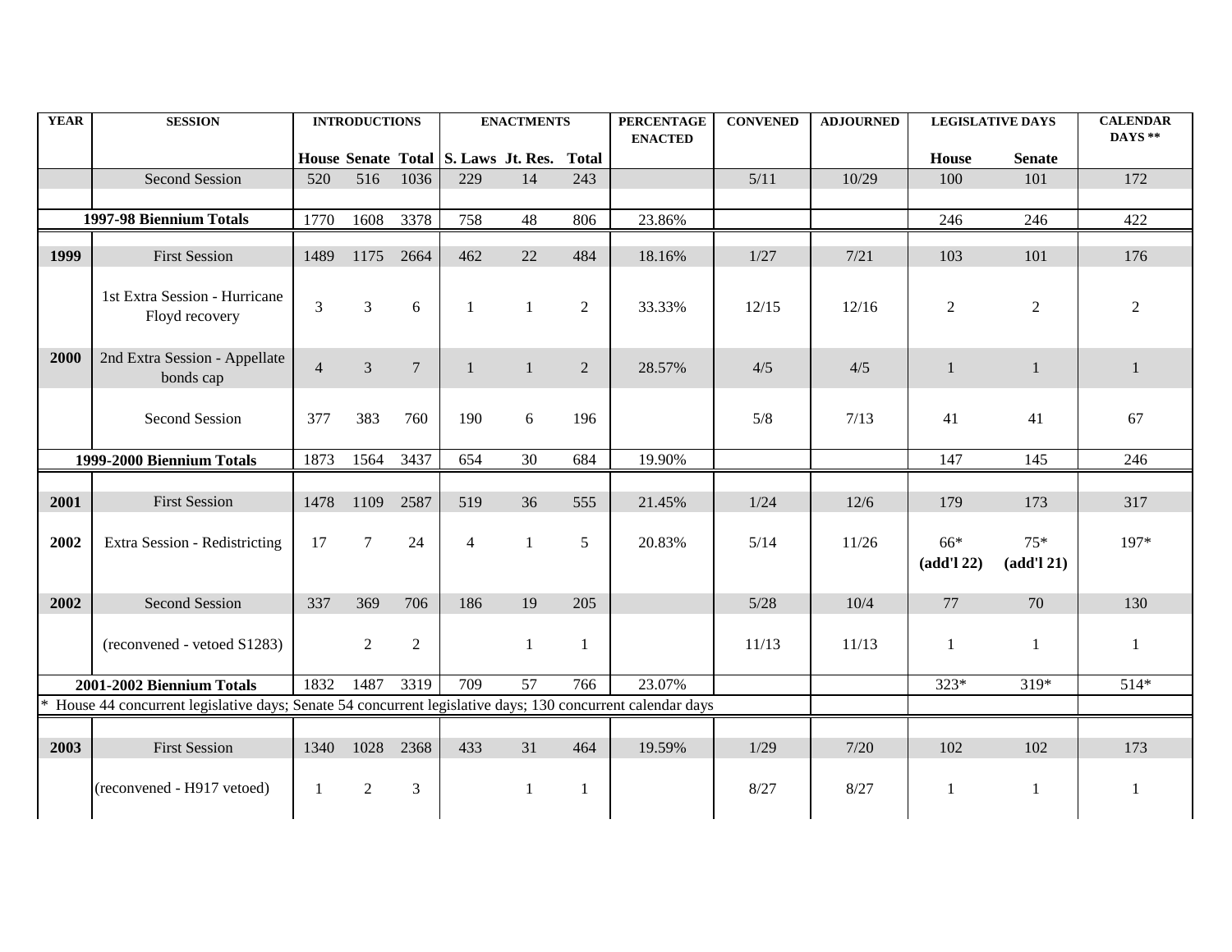| YEAR | SESSION | INTRODUCTIONS | | | ENACTMENTS | | | PERCENTAGE ENACTED | CONVENED | ADJOURNED | LEGISLATIVE DAYS | | CALENDAR DAYS ** |
|---|---|---|---|---|---|---|---|---|---|---|---|---|---|
| | | House | Senate | Total | S. Laws | Jt. Res. | Total | | | | House | Senate | |
| | Second Session | 520 | 516 | 1036 | 229 | 14 | 243 | | 5/11 | 10/29 | 100 | 101 | 172 |
| **1997-98 Biennium Totals** | | 1770 | 1608 | 3378 | 758 | 48 | 806 | 23.86% | | | 246 | 246 | 422 |
| **1999** | First Session | 1489 | 1175 | 2664 | 462 | 22 | 484 | 18.16% | 1/27 | 7/21 | 103 | 101 | 176 |
| | 1st Extra Session - Hurricane Floyd recovery | 3 | 3 | 6 | 1 | 1 | 2 | 33.33% | 12/15 | 12/16 | 2 | 2 | 2 |
| **2000** | 2nd Extra Session - Appellate bonds cap | 4 | 3 | 7 | 1 | 1 | 2 | 28.57% | 4/5 | 4/5 | 1 | 1 | 1 |
| | Second Session | 377 | 383 | 760 | 190 | 6 | 196 | | 5/8 | 7/13 | 41 | 41 | 67 |
| **1999-2000 Biennium Totals** | | 1873 | 1564 | 3437 | 654 | 30 | 684 | 19.90% | | | 147 | 145 | 246 |
| **2001** | First Session | 1478 | 1109 | 2587 | 519 | 36 | 555 | 21.45% | 1/24 | 12/6 | 179 | 173 | 317 |
| **2002** | Extra Session - Redistricting | 17 | 7 | 24 | 4 | 1 | 5 | 20.83% | 5/14 | 11/26 | 66* **(add'l 22)** | 75* **(add'l 21)** | 197* |
| **2002** | Second Session | 337 | 369 | 706 | 186 | 19 | 205 | | 5/28 | 10/4 | 77 | 70 | 130 |
| | (reconvened - vetoed S1283) | | 2 | 2 | | 1 | 1 | | 11/13 | 11/13 | 1 | 1 | 1 |
| **2001-2002 Biennium Totals** | | 1832 | 1487 | 3319 | 709 | 57 | 766 | 23.07% | | | 323* | 319* | 514* |
| * House 44 concurrent legislative days; Senate 54 concurrent legislative days; 130 concurrent calendar days | | | | | | | | | | | | | |
| **2003** | First Session | 1340 | 1028 | 2368 | 433 | 31 | 464 | 19.59% | 1/29 | 7/20 | 102 | 102 | 173 |
| | (reconvened - H917 vetoed) | 1 | 2 | 3 | | 1 | 1 | | 8/27 | 8/27 | 1 | 1 | 1 |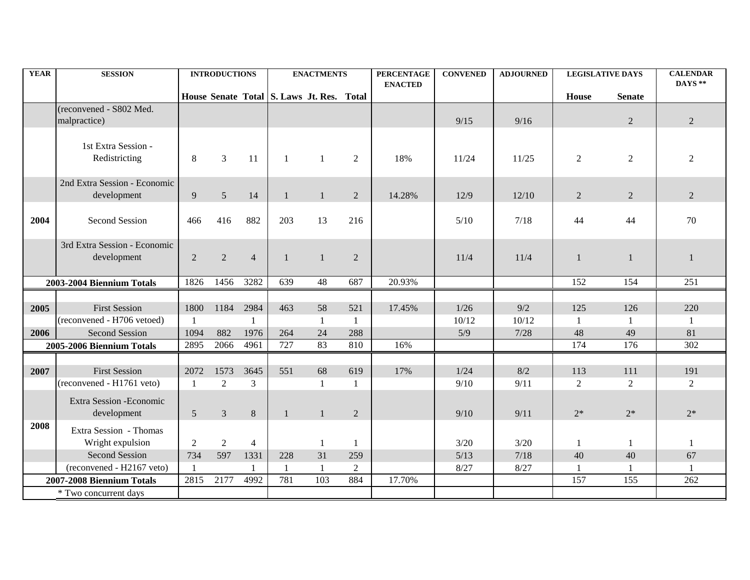| YEAR | SESSION | INTRODUCTIONS | | | ENACTMENTS | | | PERCENTAGE ENACTED | CONVENED | ADJOURNED | LEGISLATIVE DAYS | | CALENDAR DAYS ** |
|---|---|---|---|---|---|---|---|---|---|---|---|---|---|
| | | House | Senate | Total | S. Laws | Jt. Res. | Total | | | | House | Senate | |
| | (reconvened - S802 Med. malpractice) | | | | | | | | 9/15 | 9/16 | | 2 | 2 |
| | 1st Extra Session - Redistricting | 8 | 3 | 11 | 1 | 1 | 2 | 18% | 11/24 | 11/25 | 2 | 2 | 2 |
| | 2nd Extra Session - Economic development | 9 | 5 | 14 | 1 | 1 | 2 | 14.28% | 12/9 | 12/10 | 2 | 2 | 2 |
| 2004 | Second Session | 466 | 416 | 882 | 203 | 13 | 216 | | 5/10 | 7/18 | 44 | 44 | 70 |
| | 3rd Extra Session - Economic development | 2 | 2 | 4 | 1 | 1 | 2 | | 11/4 | 11/4 | 1 | 1 | 1 |
| **2003-2004 Biennium Totals** | | 1826 | 1456 | 3282 | 639 | 48 | 687 | 20.93% | | | 152 | 154 | 251 |
| | | | | | | | | | | | | | |
| 2005 | First Session | 1800 | 1184 | 2984 | 463 | 58 | 521 | 17.45% | 1/26 | 9/2 | 125 | 126 | 220 |
| | (reconvened - H706 vetoed) | 1 | | 1 | | 1 | 1 | | 10/12 | 10/12 | 1 | 1 | 1 |
| 2006 | Second Session | 1094 | 882 | 1976 | 264 | 24 | 288 | | 5/9 | 7/28 | 48 | 49 | 81 |
| **2005-2006 Biennium Totals** | | 2895 | 2066 | 4961 | 727 | 83 | 810 | 16% | | | 174 | 176 | 302 |
| | | | | | | | | | | | | | |
| 2007 | First Session | 2072 | 1573 | 3645 | 551 | 68 | 619 | 17% | 1/24 | 8/2 | 113 | 111 | 191 |
| | (reconvened - H1761 veto) | 1 | 2 | 3 | | 1 | 1 | | 9/10 | 9/11 | 2 | 2 | 2 |
| | Extra Session -Economic development | 5 | 3 | 8 | 1 | 1 | 2 | | 9/10 | 9/11 | 2* | 2* | 2* |
| 2008 | Extra Session - Thomas Wright expulsion | 2 | 2 | 4 | | 1 | 1 | | 3/20 | 3/20 | 1 | 1 | 1 |
| | Second Session | 734 | 597 | 1331 | 228 | 31 | 259 | | 5/13 | 7/18 | 40 | 40 | 67 |
| | (reconvened - H2167 veto) | 1 | | 1 | 1 | 1 | 2 | | 8/27 | 8/27 | 1 | 1 | 1 |
| **2007-2008 Biennium Totals** | | 2815 | 2177 | 4992 | 781 | 103 | 884 | 17.70% | | | 157 | 155 | 262 |
| | * Two concurrent days | | | | | | | | | | | | |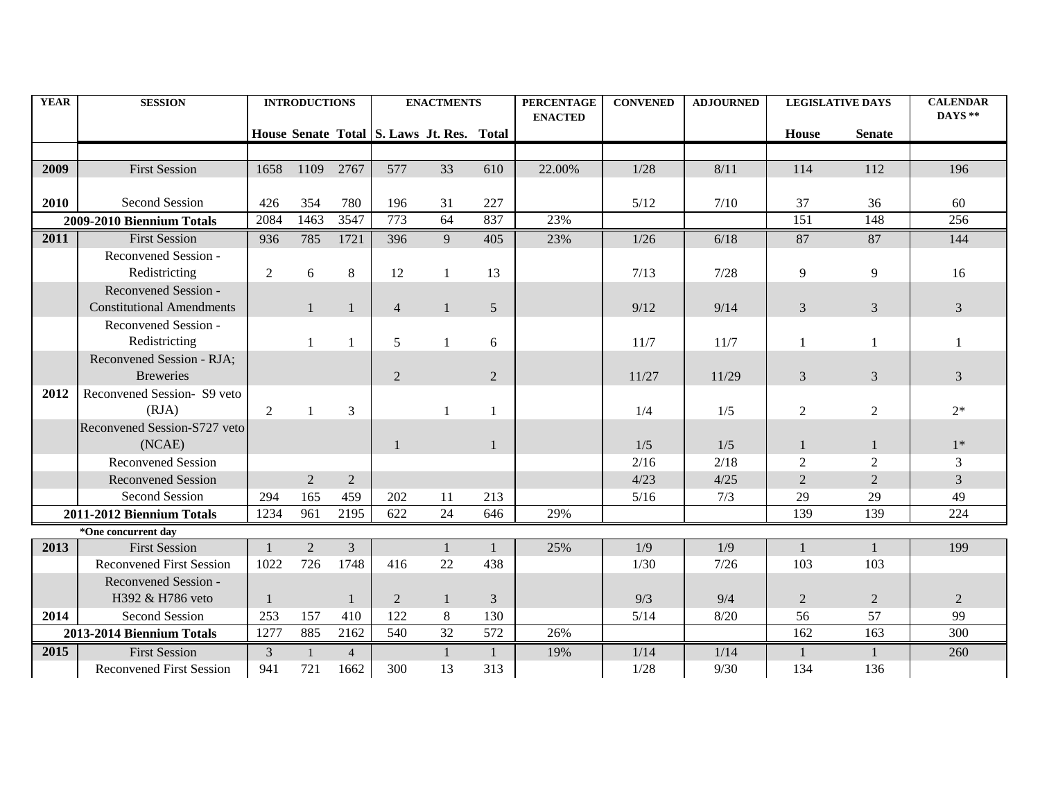| YEAR | SESSION | INTRODUCTIONS | | | ENACTMENTS | | | PERCENTAGE ENACTED | CONVENED | ADJOURNED | LEGISLATIVE DAYS | | CALENDAR DAYS ** |
|---|---|---|---|---|---|---|---|---|---|---|---|---|---|
| | | House | Senate | Total | S. Laws | Jt. Res. | Total | | | | House | Senate | |
| 2009 | First Session | 1658 | 1109 | 2767 | 577 | 33 | 610 | 22.00% | 1/28 | 8/11 | 114 | 112 | 196 |
| 2010 | Second Session | 426 | 354 | 780 | 196 | 31 | 227 | | 5/12 | 7/10 | 37 | 36 | 60 |
| 2009-2010 Biennium Totals | | 2084 | 1463 | 3547 | 773 | 64 | 837 | 23% | | | 151 | 148 | 256 |
| 2011 | First Session | 936 | 785 | 1721 | 396 | 9 | 405 | 23% | 1/26 | 6/18 | 87 | 87 | 144 |
| | Reconvened Session - Redistricting | 2 | 6 | 8 | 12 | 1 | 13 | | 7/13 | 7/28 | 9 | 9 | 16 |
| | Reconvened Session - Constitutional Amendments | | 1 | 1 | 4 | 1 | 5 | | 9/12 | 9/14 | 3 | 3 | 3 |
| | Reconvened Session - Redistricting | | 1 | 1 | 5 | 1 | 6 | | 11/7 | 11/7 | 1 | 1 | 1 |
| | Reconvened Session - RJA; Breweries | | | | 2 | | 2 | | 11/27 | 11/29 | 3 | 3 | 3 |
| 2012 | Reconvened Session- S9 veto (RJA) | 2 | 1 | 3 | | 1 | 1 | | 1/4 | 1/5 | 2 | 2 | 2* |
| | Reconvened Session-S727 veto (NCAE) | | | | 1 | | 1 | | 1/5 | 1/5 | 1 | 1 | 1* |
| | Reconvened Session | | | | | | | | 2/16 | 2/18 | 2 | 2 | 3 |
| | Reconvened Session | | 2 | 2 | | | | | 4/23 | 4/25 | 2 | 2 | 3 |
| | Second Session | 294 | 165 | 459 | 202 | 11 | 213 | | 5/16 | 7/3 | 29 | 29 | 49 |
| 2011-2012 Biennium Totals | | 1234 | 961 | 2195 | 622 | 24 | 646 | 29% | | | 139 | 139 | 224 |
| | *One concurrent day | | | | | | | | | | | | |
| 2013 | First Session | 1 | 2 | 3 | | 1 | 1 | 25% | 1/9 | 1/9 | 1 | 1 | 199 |
| | Reconvened First Session | 1022 | 726 | 1748 | 416 | 22 | 438 | | 1/30 | 7/26 | 103 | 103 | |
| | Reconvened Session - H392 & H786 veto | 1 | | 1 | 2 | 1 | 3 | | 9/3 | 9/4 | 2 | 2 | 2 |
| 2014 | Second Session | 253 | 157 | 410 | 122 | 8 | 130 | | 5/14 | 8/20 | 56 | 57 | 99 |
| 2013-2014 Biennium Totals | | 1277 | 885 | 2162 | 540 | 32 | 572 | 26% | | | 162 | 163 | 300 |
| 2015 | First Session | 3 | 1 | 4 | | 1 | 1 | 19% | 1/14 | 1/14 | 1 | 1 | 260 |
| | Reconvened First Session | 941 | 721 | 1662 | 300 | 13 | 313 | | 1/28 | 9/30 | 134 | 136 | |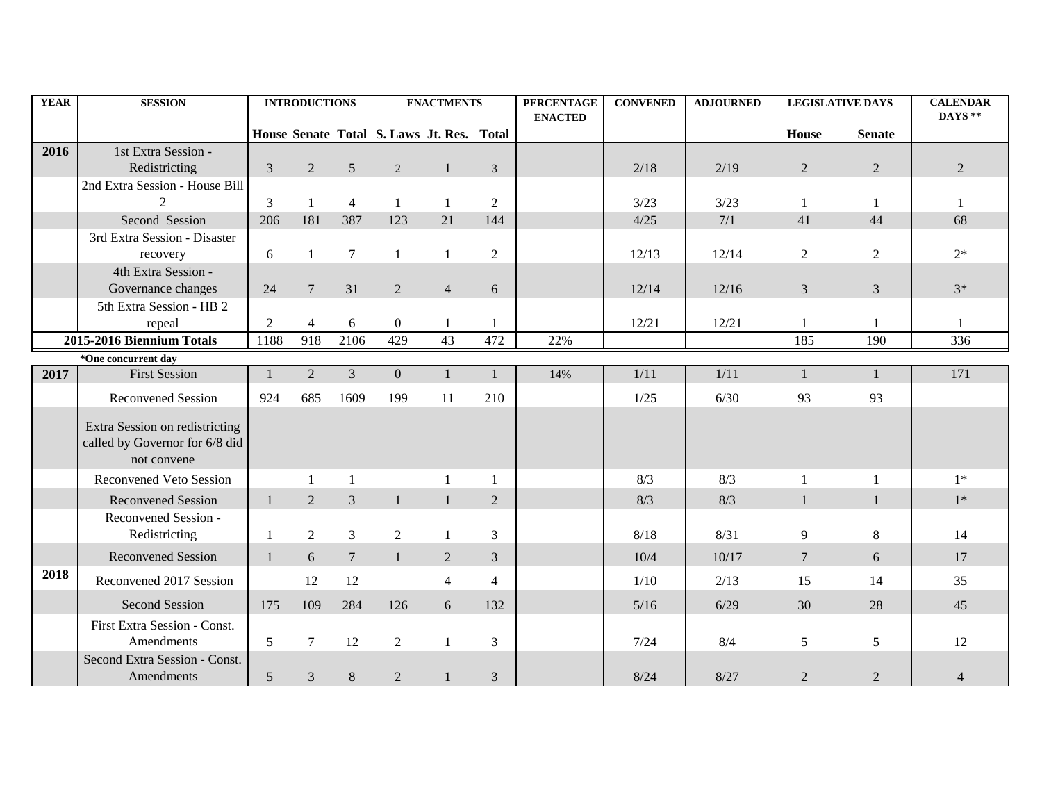| YEAR | SESSION | INTRODUCTIONS | | | ENACTMENTS | | | PERCENTAGE ENACTED | CONVENED | ADJOURNED | LEGISLATIVE DAYS | | CALENDAR DAYS ** |
|---|---|---|---|---|---|---|---|---|---|---|---|---|---|
| | | House | Senate | Total | S. Laws | Jt. Res. | Total | | | | House | Senate | |
| 2016 | 1st Extra Session - Redistricting | 3 | 2 | 5 | 2 | 1 | 3 | | 2/18 | 2/19 | 2 | 2 | 2 |
| | 2nd Extra Session - House Bill 2 | 3 | 1 | 4 | 1 | 1 | 2 | | 3/23 | 3/23 | 1 | 1 | 1 |
| | Second Session | 206 | 181 | 387 | 123 | 21 | 144 | | 4/25 | 7/1 | 41 | 44 | 68 |
| | 3rd Extra Session - Disaster recovery | 6 | 1 | 7 | 1 | 1 | 2 | | 12/13 | 12/14 | 2 | 2 | 2* |
| | 4th Extra Session - Governance changes | 24 | 7 | 31 | 2 | 4 | 6 | | 12/14 | 12/16 | 3 | 3 | 3* |
| | 5th Extra Session - HB 2 repeal | 2 | 4 | 6 | 0 | 1 | 1 | | 12/21 | 12/21 | 1 | 1 | 1 |
| 2015-2016 Biennium Totals | | 1188 | 918 | 2106 | 429 | 43 | 472 | 22% | | | 185 | 190 | 336 |
| | *One concurrent day | | | | | | | | | | | | |
| 2017 | First Session | 1 | 2 | 3 | 0 | 1 | 1 | 14% | 1/11 | 1/11 | 1 | 1 | 171 |
| | Reconvened Session | 924 | 685 | 1609 | 199 | 11 | 210 | | 1/25 | 6/30 | 93 | 93 | |
| | Extra Session on redistricting called by Governor for 6/8 did not convene | | | | | | | | | | | | |
| | Reconvened Veto Session | | 1 | 1 | | 1 | 1 | | 8/3 | 8/3 | 1 | 1 | 1* |
| | Reconvened Session | 1 | 2 | 3 | 1 | 1 | 2 | | 8/3 | 8/3 | 1 | 1 | 1* |
| | Reconvened Session - Redistricting | 1 | 2 | 3 | 2 | 1 | 3 | | 8/18 | 8/31 | 9 | 8 | 14 |
| | Reconvened Session | 1 | 6 | 7 | 1 | 2 | 3 | | 10/4 | 10/17 | 7 | 6 | 17 |
| 2018 | Reconvened 2017 Session | | 12 | 12 | | 4 | 4 | | 1/10 | 2/13 | 15 | 14 | 35 |
| | Second Session | 175 | 109 | 284 | 126 | 6 | 132 | | 5/16 | 6/29 | 30 | 28 | 45 |
| | First Extra Session - Const. Amendments | 5 | 7 | 12 | 2 | 1 | 3 | | 7/24 | 8/4 | 5 | 5 | 12 |
| | Second Extra Session - Const. Amendments | 5 | 3 | 8 | 2 | 1 | 3 | | 8/24 | 8/27 | 2 | 2 | 4 |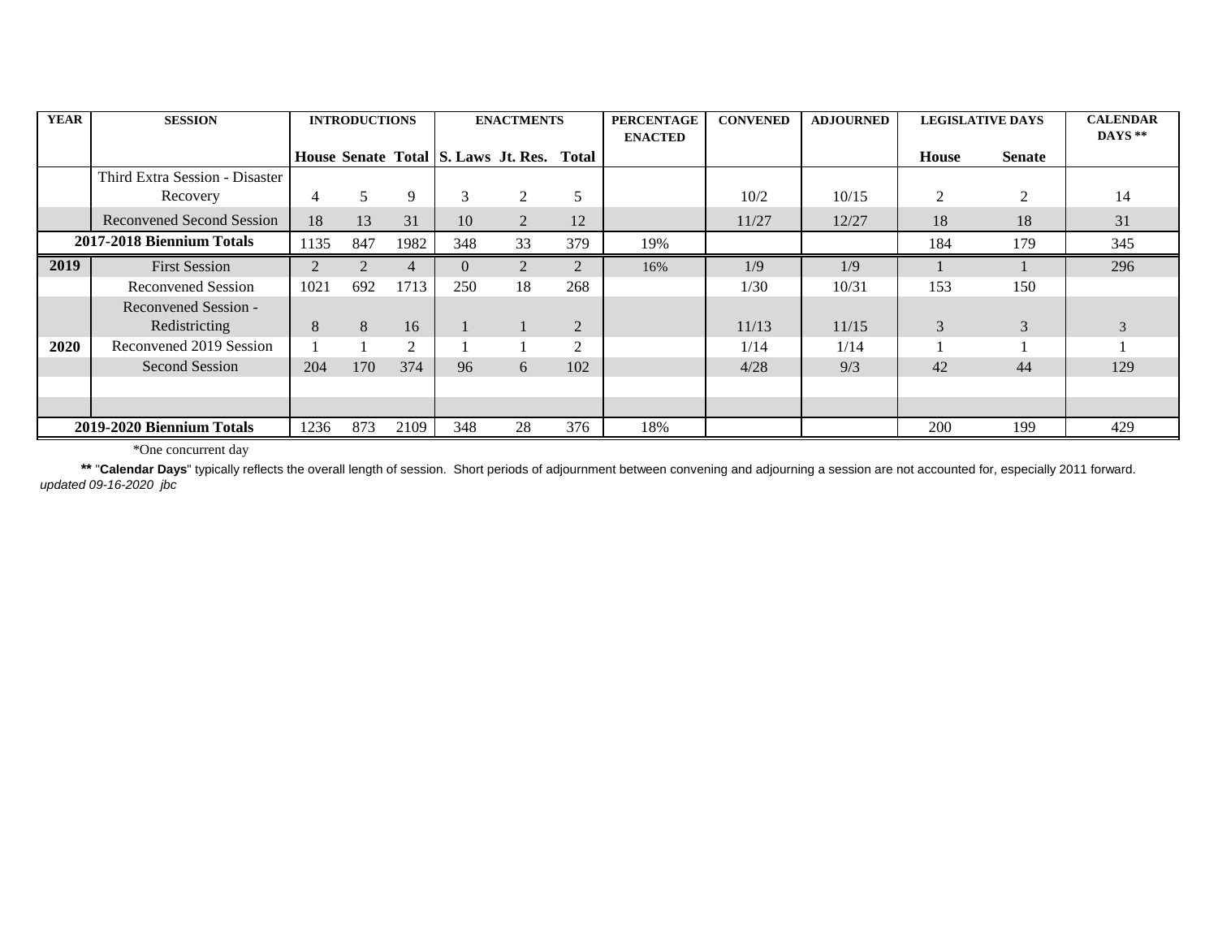| YEAR | SESSION | INTRODUCTIONS | | | ENACTMENTS | | | PERCENTAGE ENACTED | CONVENED | ADJOURNED | LEGISLATIVE DAYS | | CALENDAR DAYS ** |
|---|---|---|---|---|---|---|---|---|---|---|---|---|---|
| | | House | Senate | Total | S. Laws | Jt. Res. | Total | | | | House | Senate | |
| | Third Extra Session - Disaster Recovery | 4 | 5 | 9 | 3 | 2 | 5 | | 10/2 | 10/15 | 2 | 2 | 14 |
| | Reconvened Second Session | 18 | 13 | 31 | 10 | 2 | 12 | | 11/27 | 12/27 | 18 | 18 | 31 |
| **2017-2018 Biennium Totals** | | 1135 | 847 | 1982 | 348 | 33 | 379 | 19% | | | 184 | 179 | 345 |
| **2019** | First Session | 2 | 2 | 4 | 0 | 2 | 2 | 16% | 1/9 | 1/9 | 1 | 1 | 296 |
| | Reconvened Session | 1021 | 692 | 1713 | 250 | 18 | 268 | | 1/30 | 10/31 | 153 | 150 | |
| | Reconvened Session - Redistricting | 8 | 8 | 16 | 1 | 1 | 2 | | 11/13 | 11/15 | 3 | 3 | 3 |
| **2020** | Reconvened 2019 Session | 1 | 1 | 2 | 1 | 1 | 2 | | 1/14 | 1/14 | 1 | 1 | 1 |
| | Second Session | 204 | 170 | 374 | 96 | 6 | 102 | | 4/28 | 9/3 | 42 | 44 | 129 |
| | | | | | | | | | | | | | |
| | | | | | | | | | | | | | |
| **2019-2020 Biennium Totals** | | 1236 | 873 | 2109 | 348 | 28 | 376 | 18% | | | 200 | 199 | 429 |

*One concurrent day

** "**Calendar Days**" typically reflects the overall length of session. Short periods of adjournment between convening and adjourning a session are not accounted for, especially 2011 forward.

*updated 09-16-2020 jbc*